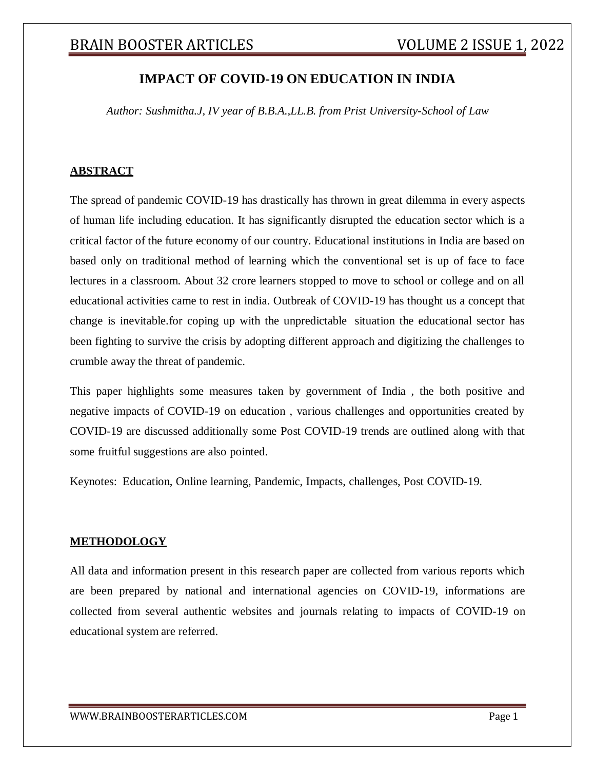# IMPACT OF COVID-19 ON EDUCATION IN INDIA

*Author: Sushmitha.J, IV year of B.B.A.,LL.B. from Prist University-School of Law*

## ABSTRACT

The spread of pandemic COVID-19 has drastically has thrown in great dilemma in every aspects of human life including education. It has significantly disrupted the education sector which is a critical factor of the future economy of our country. Educational institutions in India are based on based only on traditional method of learning which the conventional set is up of face to face lectures in a classroom. About 32 crore learners stopped to move to school or college and on all educational activities came to rest in india. Outbreak of COVID-19 has thought us a concept that change is inevitable.for coping up with the unpredictable situation the educational sector has been fighting to survive the crisis by adopting different approach and digitizing the challenges to crumble away the threat of pandemic.

This paper highlights some measures taken by government of India , the both positive and negative impacts of COVID-19 on education , various challenges and opportunities created by COVID-19 are discussed additionally some Post COVID-19 trends are outlined along with that some fruitful suggestions are also pointed.

Keynotes: Education, Online learning, Pandemic, Impacts, challenges, Post COVID-19.

## METHODOLOGY

All data and information present in this research paper are collected from various reports which are been prepared by national and international agencies on COVID-19, informations are collected from several authentic websites and journals relating to impacts of COVID-19 on educational system are referred.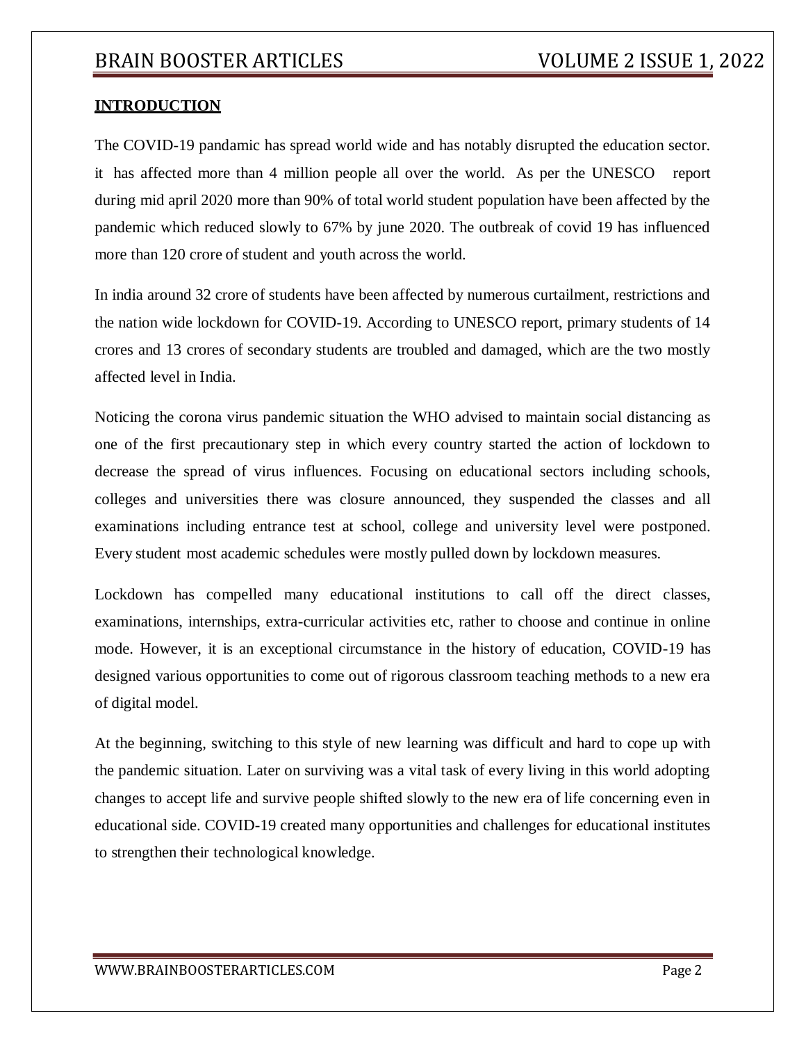## INTRODUCTION

The COVID-19 pandamic has spread world wide and has notably disrupted the education sector. it has affected more than 4 million people all over the world. As per the UNESCO report during mid april 2020 more than 90% of total world student population have been affected by the pandemic which reduced slowly to 67% by june 2020. The outbreak of covid 19 has influenced more than 120 crore of student and youth across the world.

In india around 32 crore of students have been affected by numerous curtailment, restrictions and the nation wide lockdown for COVID-19. According to UNESCO report, primary students of 14 crores and 13 crores of secondary students are troubled and damaged, which are the two mostly affected level in India.

Noticing the corona virus pandemic situation the WHO advised to maintain social distancing as one of the first precautionary step in which every country started the action of lockdown to decrease the spread of virus influences. Focusing on educational sectors including schools, colleges and universities there was closure announced, they suspended the classes and all examinations including entrance test at school, college and university level were postponed. Every student most academic schedules were mostly pulled down by lockdown measures.

Lockdown has compelled many educational institutions to call off the direct classes, examinations, internships, extra-curricular activities etc, rather to choose and continue in online mode. However, it is an exceptional circumstance in the history of education, COVID-19 has designed various opportunities to come out of rigorous classroom teaching methods to a new era of digital model.

At the beginning, switching to this style of new learning was difficult and hard to cope up with the pandemic situation. Later on surviving was a vital task of every living in this world adopting changes to accept life and survive people shifted slowly to the new era of life concerning even in educational side. COVID-19 created many opportunities and challenges for educational institutes to strengthen their technological knowledge.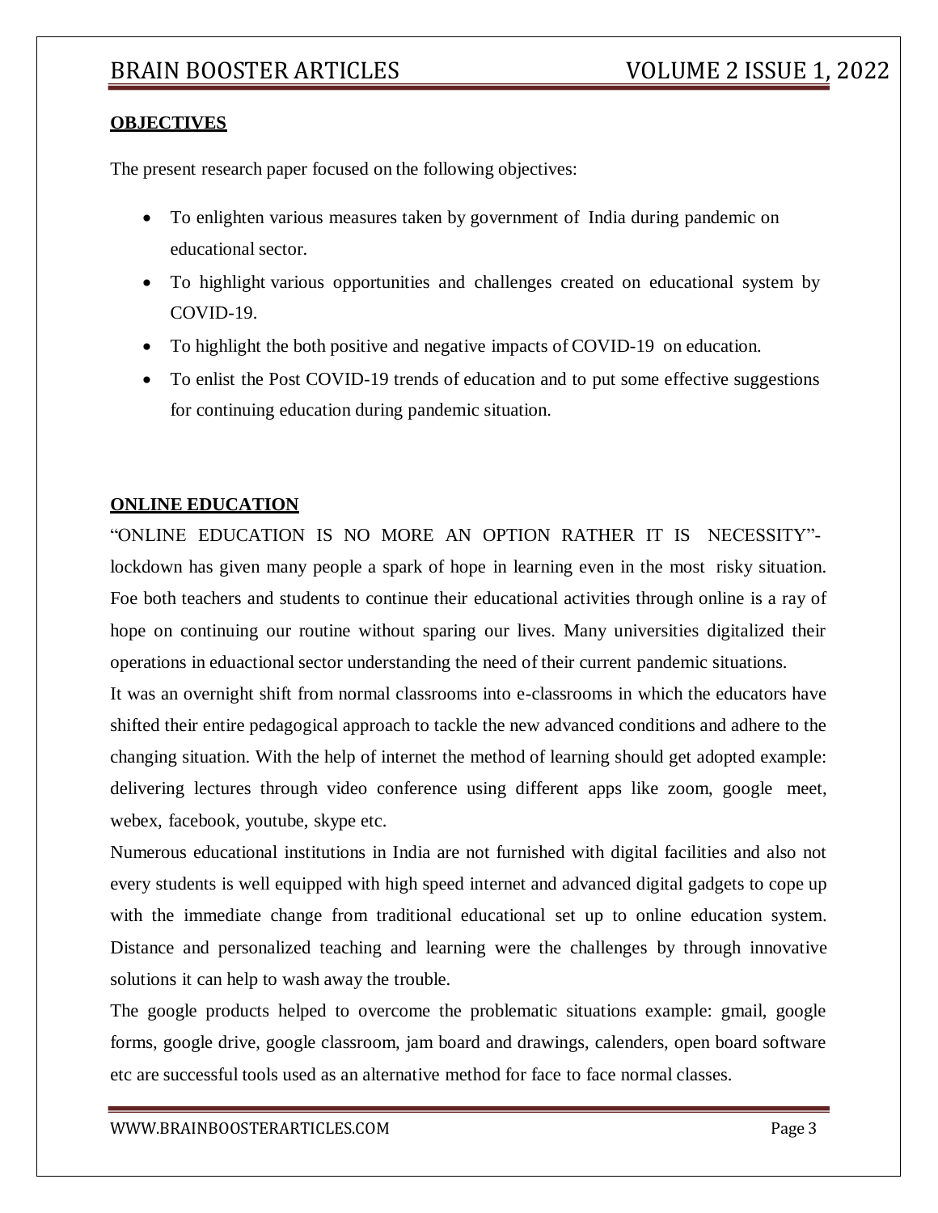**OBJECTIVES**

The present research paper focused on the following objectives:

- To enlighten various measures taken by government of India during pandemic on educational sector.
- To highlight various opportunities and challenges created on educational system by COVID-19.
- To highlight the both positive and negative impacts of COVID-19 on education.
- To enlist the Post COVID-19 trends of education and to put some effective suggestions for continuing education during pandemic situation.

**ONLINE EDUCATION**

"ONLINE EDUCATION IS NO MORE AN OPTION RATHER IT IS NECESSITY"- lockdown has given many people a spark of hope in learning even in the most risky situation. Foe both teachers and students to continue their educational activities through online is a ray of hope on continuing our routine without sparing our lives. Many universities digitalized their operations in eduactional sector understanding the need of their current pandemic situations.

It was an overnight shift from normal classrooms into e-classrooms in which the educators have shifted their entire pedagogical approach to tackle the new advanced conditions and adhere to the changing situation. With the help of internet the method of learning should get adopted example: delivering lectures through video conference using different apps like zoom, google meet, webex, facebook, youtube, skype etc.

Numerous educational institutions in India are not furnished with digital facilities and also not every students is well equipped with high speed internet and advanced digital gadgets to cope up with the immediate change from traditional educational set up to online education system. Distance and personalized teaching and learning were the challenges by through innovative solutions it can help to wash away the trouble.

The google products helped to overcome the problematic situations example: gmail, google forms, google drive, google classroom, jam board and drawings, calenders, open board software etc are successful tools used as an alternative method for face to face normal classes.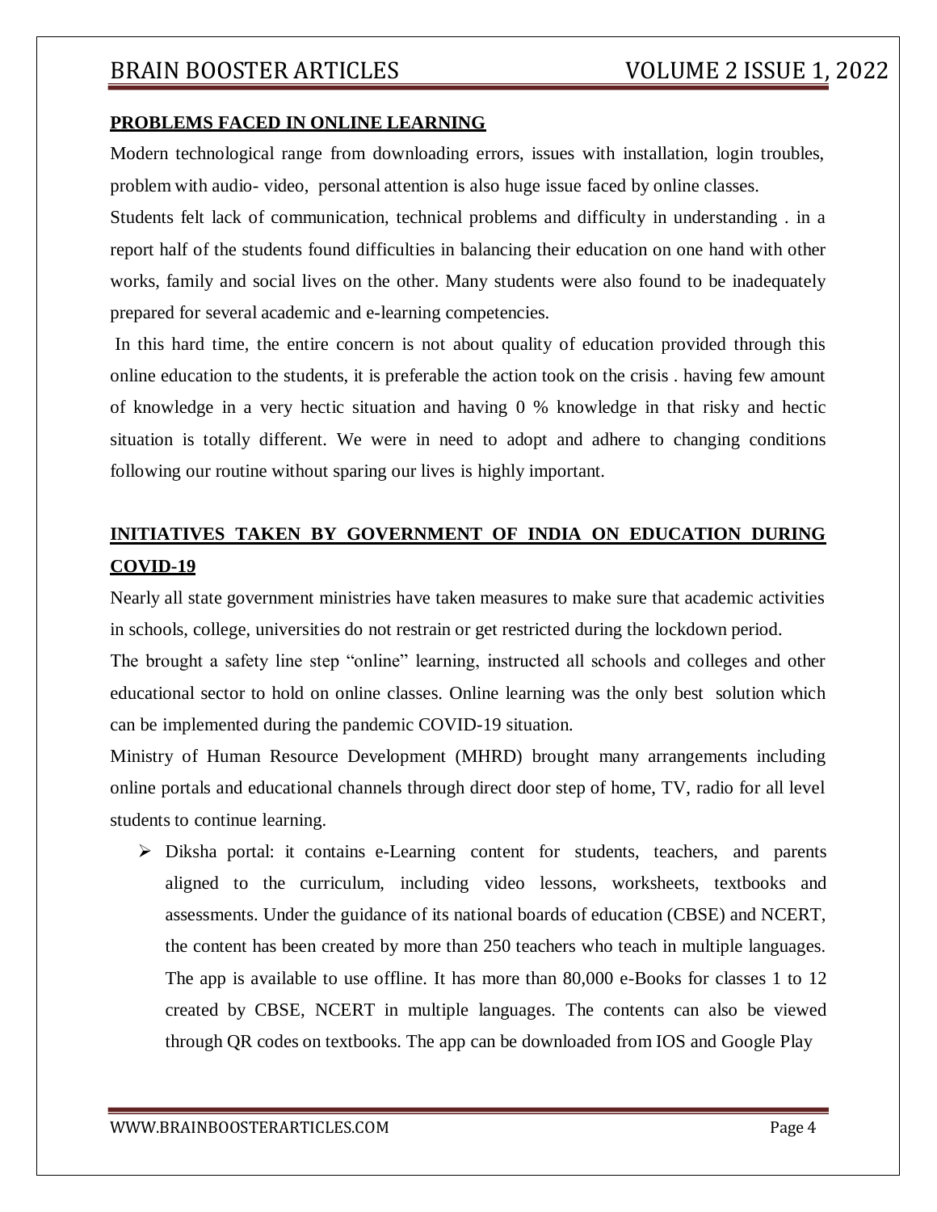## PROBLEMS FACED IN ONLINE LEARNING

Modern technological range from downloading errors, issues with installation, login troubles, problem with audio- video, personal attention is also huge issue faced by online classes.

Students felt lack of communication, technical problems and difficulty in understanding . in a report half of the students found difficulties in balancing their education on one hand with other works, family and social lives on the other. Many students were also found to be inadequately prepared for several academic and e-learning competencies.

In this hard time, the entire concern is not about quality of education provided through this online education to the students, it is preferable the action took on the crisis . having few amount of knowledge in a very hectic situation and having 0 % knowledge in that risky and hectic situation is totally different. We were in need to adopt and adhere to changing conditions following our routine without sparing our lives is highly important.

## INITIATIVES TAKEN BY GOVERNMENT OF INDIA ON EDUCATION DURING COVID-19

Nearly all state government ministries have taken measures to make sure that academic activities in schools, college, universities do not restrain or get restricted during the lockdown period.

The brought a safety line step "online" learning, instructed all schools and colleges and other educational sector to hold on online classes. Online learning was the only best solution which can be implemented during the pandemic COVID-19 situation.

Ministry of Human Resource Development (MHRD) brought many arrangements including online portals and educational channels through direct door step of home, TV, radio for all level students to continue learning.

- Diksha portal: it contains e-Learning content for students, teachers, and parents aligned to the curriculum, including video lessons, worksheets, textbooks and assessments. Under the guidance of its national boards of education (CBSE) and NCERT, the content has been created by more than 250 teachers who teach in multiple languages. The app is available to use offline. It has more than 80,000 e-Books for classes 1 to 12 created by CBSE, NCERT in multiple languages. The contents can also be viewed through QR codes on textbooks. The app can be downloaded from IOS and Google Play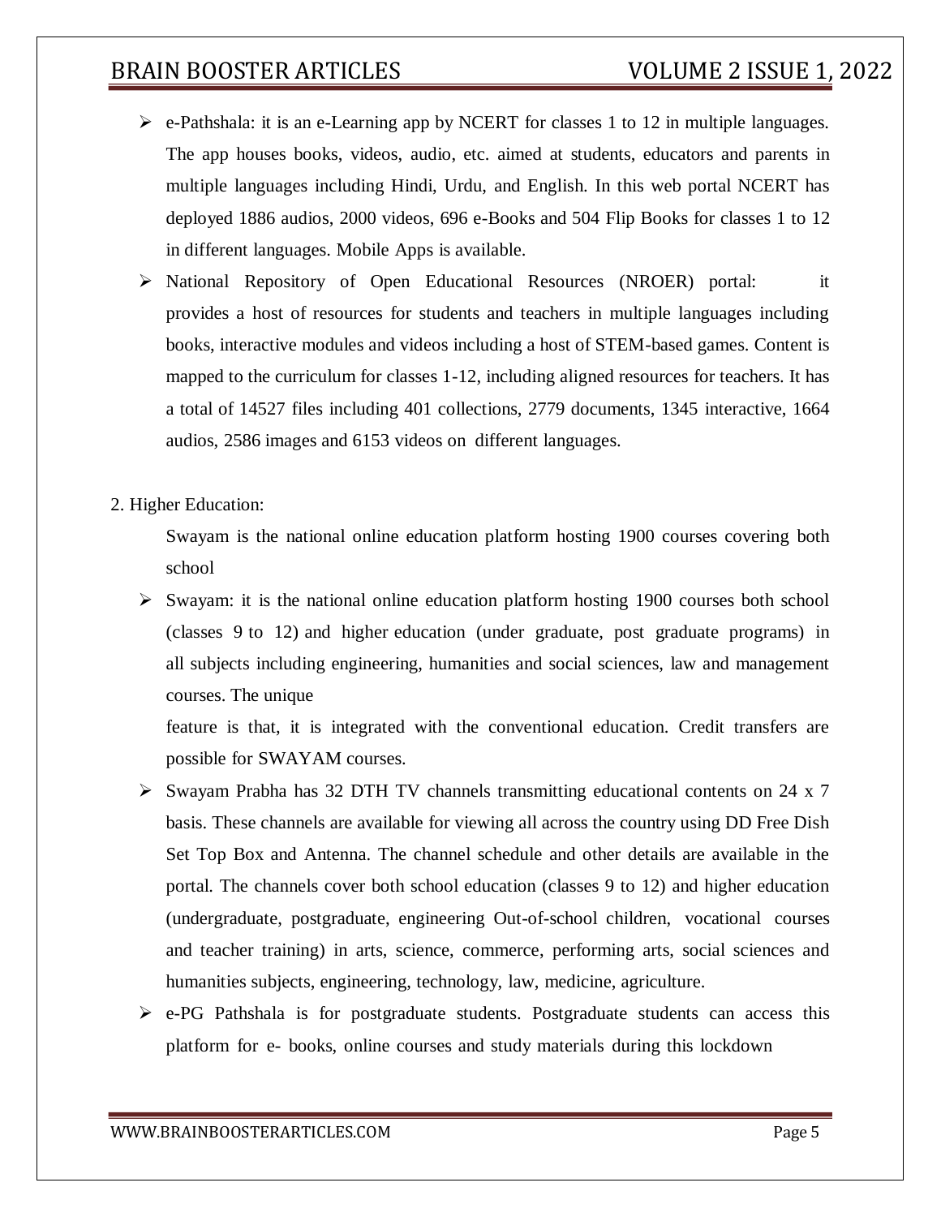- e-Pathshala: it is an e-Learning app by NCERT for classes 1 to 12 in multiple languages. The app houses books, videos, audio, etc. aimed at students, educators and parents in multiple languages including Hindi, Urdu, and English. In this web portal NCERT has deployed 1886 audios, 2000 videos, 696 e-Books and 504 Flip Books for classes 1 to 12 in different languages. Mobile Apps is available.
- National Repository of Open Educational Resources (NROER) portal: it provides a host of resources for students and teachers in multiple languages including books, interactive modules and videos including a host of STEM-based games. Content is mapped to the curriculum for classes 1-12, including aligned resources for teachers. It has a total of 14527 files including 401 collections, 2779 documents, 1345 interactive, 1664 audios, 2586 images and 6153 videos on different languages.

2. Higher Education:

Swayam is the national online education platform hosting 1900 courses covering both school

- Swayam: it is the national online education platform hosting 1900 courses both school (classes 9 to 12) and higher education (under graduate, post graduate programs) in all subjects including engineering, humanities and social sciences, law and management courses. The unique

  feature is that, it is integrated with the conventional education. Credit transfers are possible for SWAYAM courses.
- Swayam Prabha has 32 DTH TV channels transmitting educational contents on 24 x 7 basis. These channels are available for viewing all across the country using DD Free Dish Set Top Box and Antenna. The channel schedule and other details are available in the portal. The channels cover both school education (classes 9 to 12) and higher education (undergraduate, postgraduate, engineering Out-of-school children, vocational courses and teacher training) in arts, science, commerce, performing arts, social sciences and humanities subjects, engineering, technology, law, medicine, agriculture.
- e-PG Pathshala is for postgraduate students. Postgraduate students can access this platform for e- books, online courses and study materials during this lockdown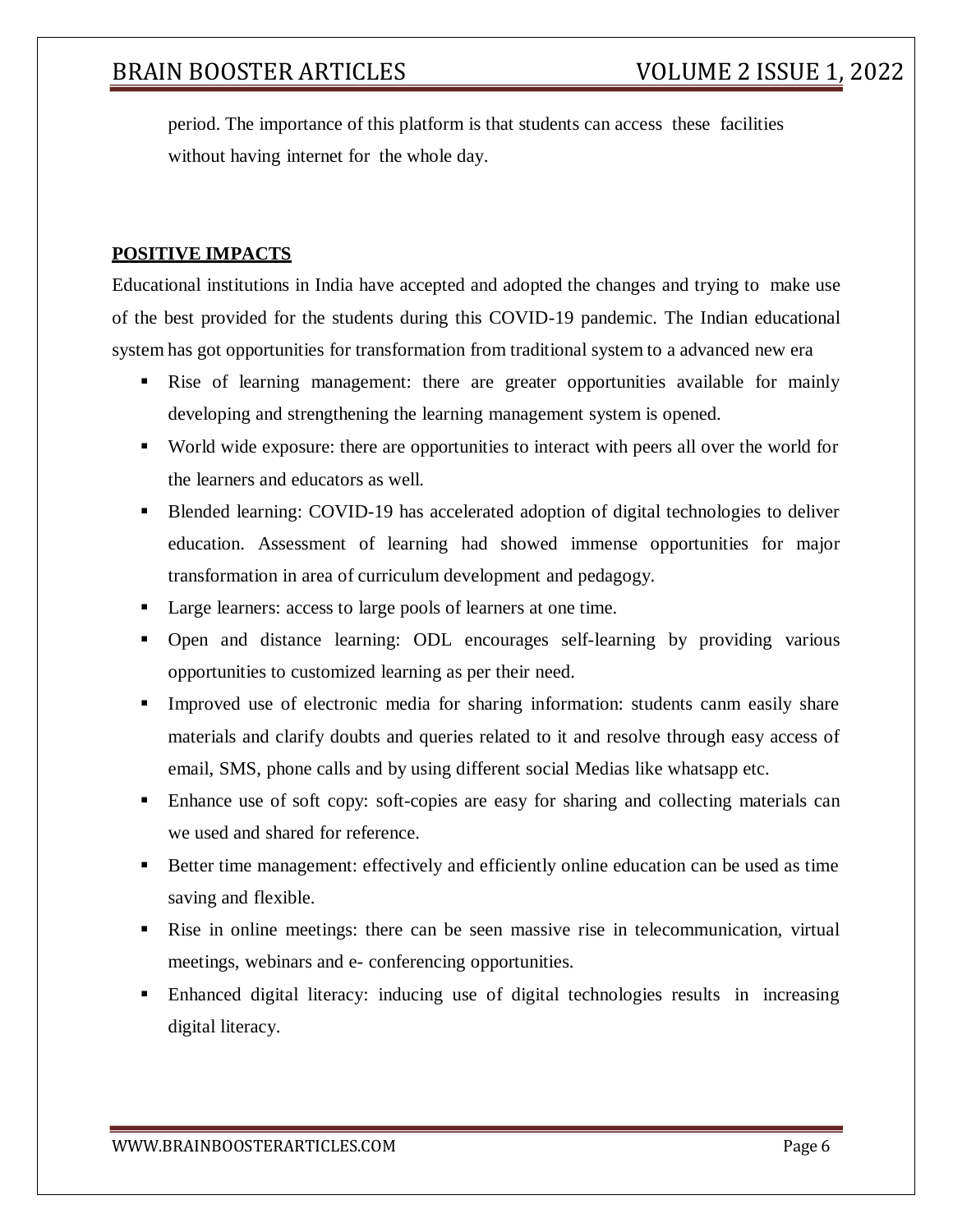period. The importance of this platform is that students can access these facilities without having internet for the whole day.

**POSITIVE IMPACTS**

Educational institutions in India have accepted and adopted the changes and trying to make use of the best provided for the students during this COVID-19 pandemic. The Indian educational system has got opportunities for transformation from traditional system to a advanced new era

- Rise of learning management: there are greater opportunities available for mainly developing and strengthening the learning management system is opened.
- World wide exposure: there are opportunities to interact with peers all over the world for the learners and educators as well.
- Blended learning: COVID-19 has accelerated adoption of digital technologies to deliver education. Assessment of learning had showed immense opportunities for major transformation in area of curriculum development and pedagogy.
- Large learners: access to large pools of learners at one time.
- Open and distance learning: ODL encourages self-learning by providing various opportunities to customized learning as per their need.
- Improved use of electronic media for sharing information: students canm easily share materials and clarify doubts and queries related to it and resolve through easy access of email, SMS, phone calls and by using different social Medias like whatsapp etc.
- Enhance use of soft copy: soft-copies are easy for sharing and collecting materials can we used and shared for reference.
- Better time management: effectively and efficiently online education can be used as time saving and flexible.
- Rise in online meetings: there can be seen massive rise in telecommunication, virtual meetings, webinars and e- conferencing opportunities.
- Enhanced digital literacy: inducing use of digital technologies results in increasing digital literacy.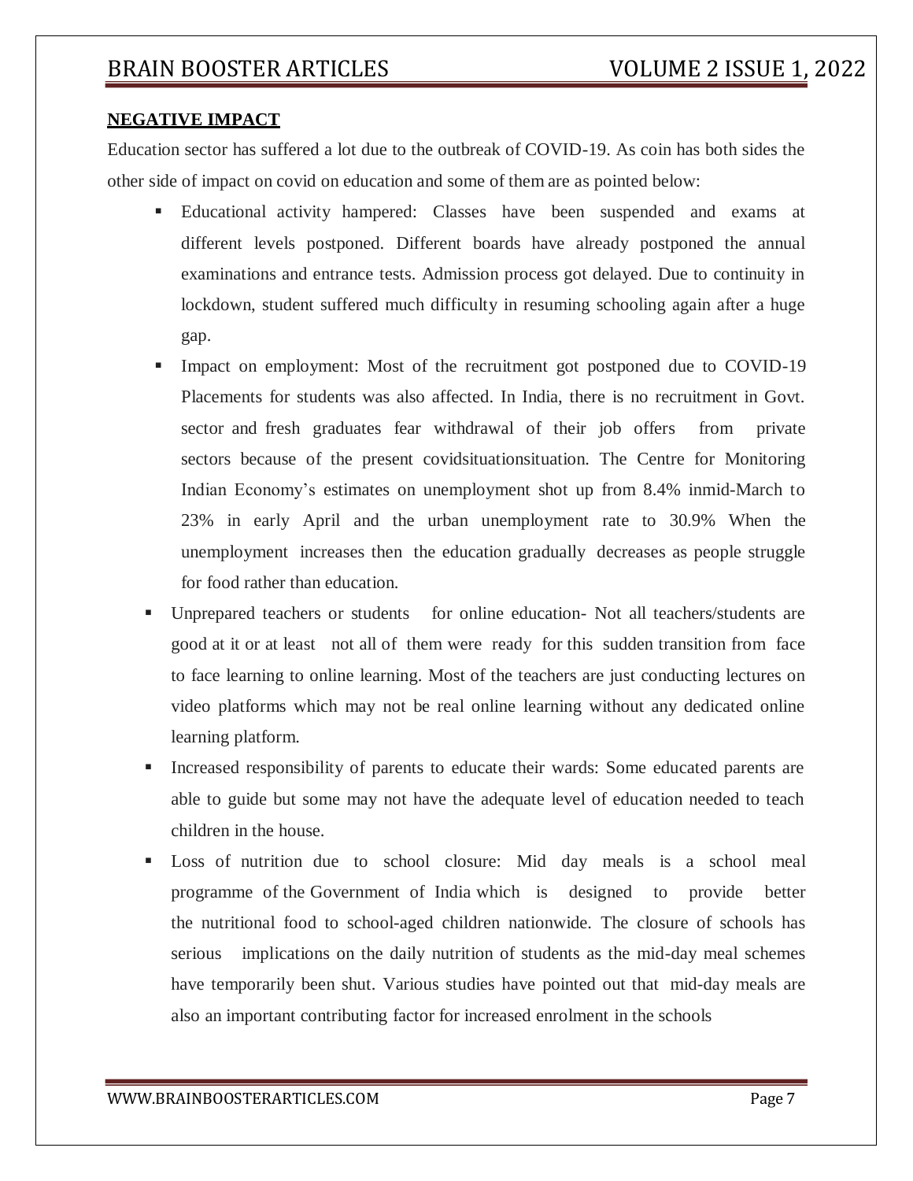**NEGATIVE IMPACT**

Education sector has suffered a lot due to the outbreak of COVID-19. As coin has both sides the other side of impact on covid on education and some of them are as pointed below:

- Educational activity hampered: Classes have been suspended and exams at different levels postponed. Different boards have already postponed the annual examinations and entrance tests. Admission process got delayed. Due to continuity in lockdown, student suffered much difficulty in resuming schooling again after a huge gap.
- Impact on employment: Most of the recruitment got postponed due to COVID-19 Placements for students was also affected. In India, there is no recruitment in Govt. sector and fresh graduates fear withdrawal of their job offers from private sectors because of the present covidsituationsituation. The Centre for Monitoring Indian Economy's estimates on unemployment shot up from 8.4% inmid-March to 23% in early April and the urban unemployment rate to 30.9% When the unemployment increases then the education gradually decreases as people struggle for food rather than education.
- Unprepared teachers or students for online education- Not all teachers/students are good at it or at least not all of them were ready for this sudden transition from face to face learning to online learning. Most of the teachers are just conducting lectures on video platforms which may not be real online learning without any dedicated online learning platform.
- Increased responsibility of parents to educate their wards: Some educated parents are able to guide but some may not have the adequate level of education needed to teach children in the house.
- Loss of nutrition due to school closure: Mid day meals is a school meal programme of the Government of India which is designed to provide better the nutritional food to school-aged children nationwide. The closure of schools has serious implications on the daily nutrition of students as the mid-day meal schemes have temporarily been shut. Various studies have pointed out that mid-day meals are also an important contributing factor for increased enrolment in the schools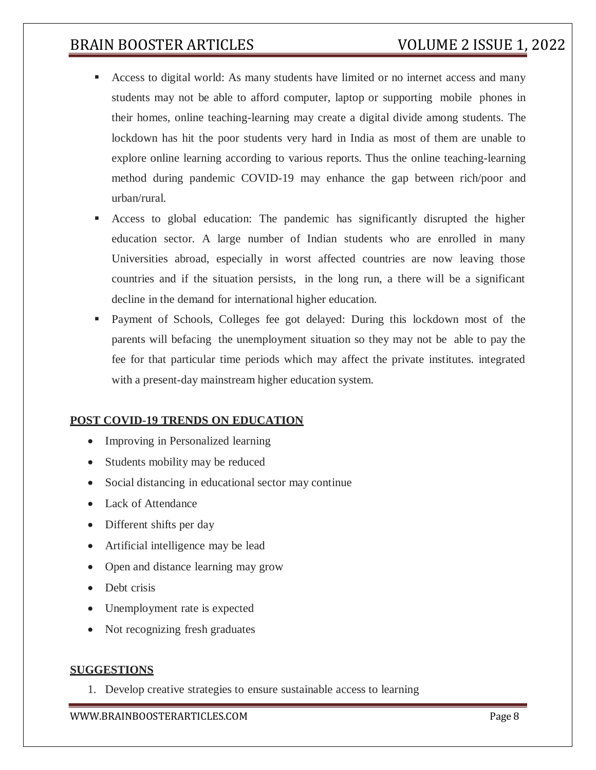- Access to digital world: As many students have limited or no internet access and many students may not be able to afford computer, laptop or supporting mobile phones in their homes, online teaching-learning may create a digital divide among students. The lockdown has hit the poor students very hard in India as most of them are unable to explore online learning according to various reports. Thus the online teaching-learning method during pandemic COVID-19 may enhance the gap between rich/poor and urban/rural.
- Access to global education: The pandemic has significantly disrupted the higher education sector. A large number of Indian students who are enrolled in many Universities abroad, especially in worst affected countries are now leaving those countries and if the situation persists, in the long run, a there will be a significant decline in the demand for international higher education.
- Payment of Schools, Colleges fee got delayed: During this lockdown most of the parents will befacing the unemployment situation so they may not be able to pay the fee for that particular time periods which may affect the private institutes. integrated with a present-day mainstream higher education system.

## POST COVID-19 TRENDS ON EDUCATION

- Improving in Personalized learning
- Students mobility may be reduced
- Social distancing in educational sector may continue
- Lack of Attendance
- Different shifts per day
- Artificial intelligence may be lead
- Open and distance learning may grow
- Debt crisis
- Unemployment rate is expected
- Not recognizing fresh graduates

## SUGGESTIONS

1. Develop creative strategies to ensure sustainable access to learning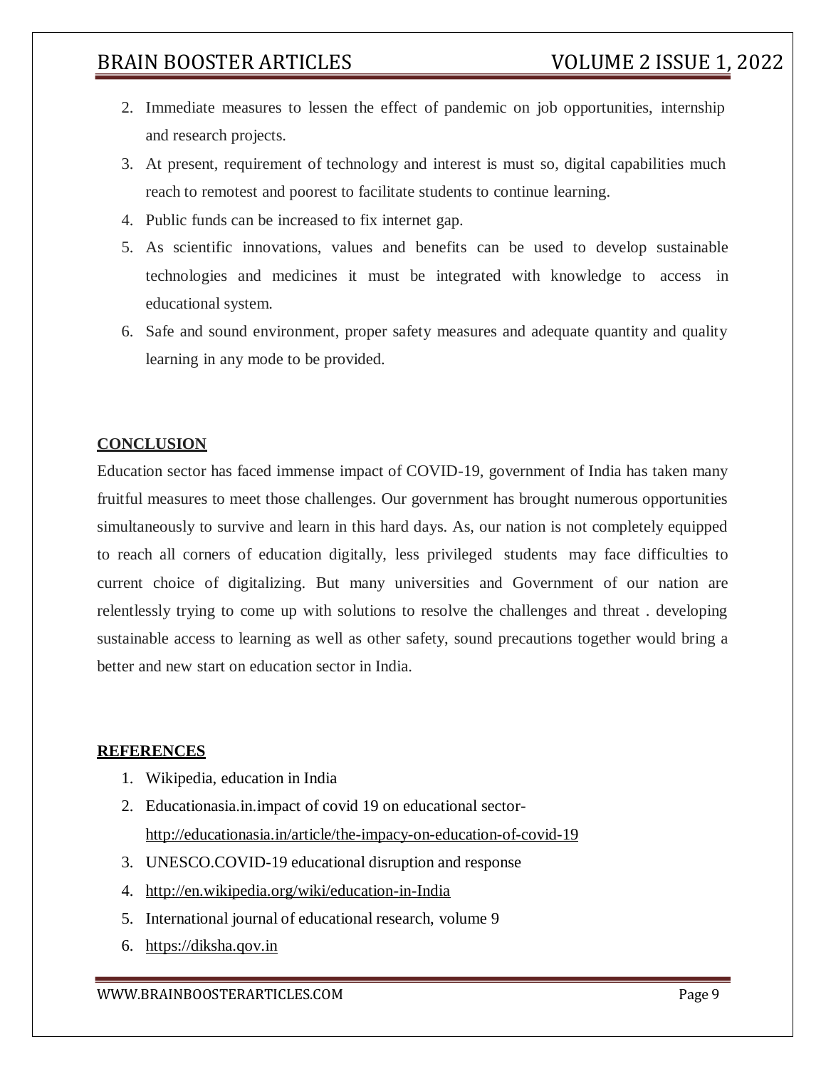2. Immediate measures to lessen the effect of pandemic on job opportunities, internship and research projects.
3. At present, requirement of technology and interest is must so, digital capabilities much reach to remotest and poorest to facilitate students to continue learning.
4. Public funds can be increased to fix internet gap.
5. As scientific innovations, values and benefits can be used to develop sustainable technologies and medicines it must be integrated with knowledge to access in educational system.
6. Safe and sound environment, proper safety measures and adequate quantity and quality learning in any mode to be provided.

## CONCLUSION

Education sector has faced immense impact of COVID-19, government of India has taken many fruitful measures to meet those challenges. Our government has brought numerous opportunities simultaneously to survive and learn in this hard days. As, our nation is not completely equipped to reach all corners of education digitally, less privileged students may face difficulties to current choice of digitalizing. But many universities and Government of our nation are relentlessly trying to come up with solutions to resolve the challenges and threat . developing sustainable access to learning as well as other safety, sound precautions together would bring a better and new start on education sector in India.

## REFERENCES

1. Wikipedia, education in India
2. Educationasia.in.impact of covid 19 on educational sector- http://educationasia.in/article/the-impacy-on-education-of-covid-19
3. UNESCO.COVID-19 educational disruption and response
4. http://en.wikipedia.org/wiki/education-in-India
5. International journal of educational research, volume 9
6. https://diksha.qov.in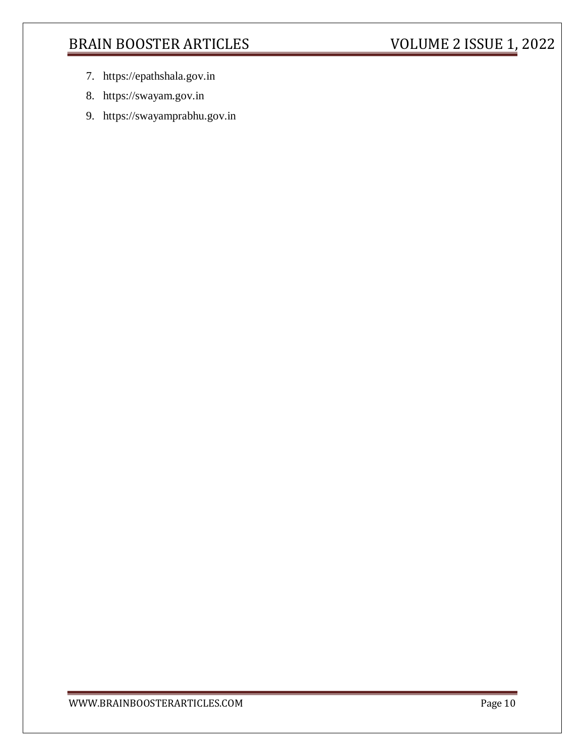7. https://epathshala.gov.in
8. https://swayam.gov.in
9. https://swayamprabhu.gov.in